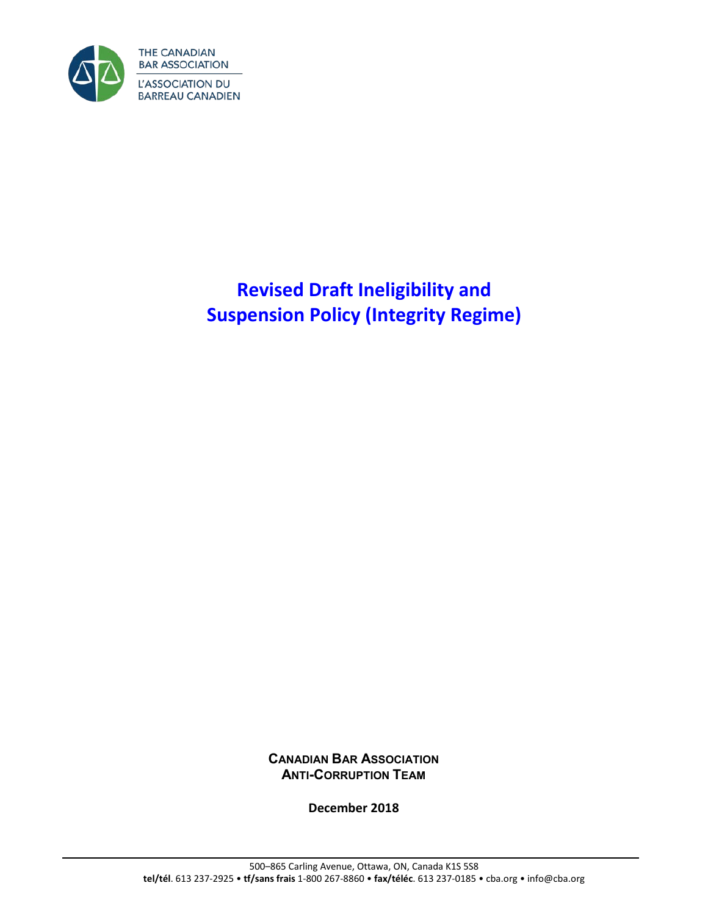THE CANADIAN BAR ASSOCIATION

L'ASSOCIATION DU BARREAU CANADIEN

# Revised Draft Ineligibility and Suspension Policy (Integrity Regime)

**CANADIAN BAR ASSOCIATION**
**ANTI-CORRUPTION TEAM**

**December 2018**

500–865 Carling Avenue, Ottawa, ON, Canada K1S 5S8
**tel/tél**. 613 237-2925 • **tf/sans frais** 1-800 267-8860 • **fax/téléc**. 613 237-0185 • cba.org • info@cba.org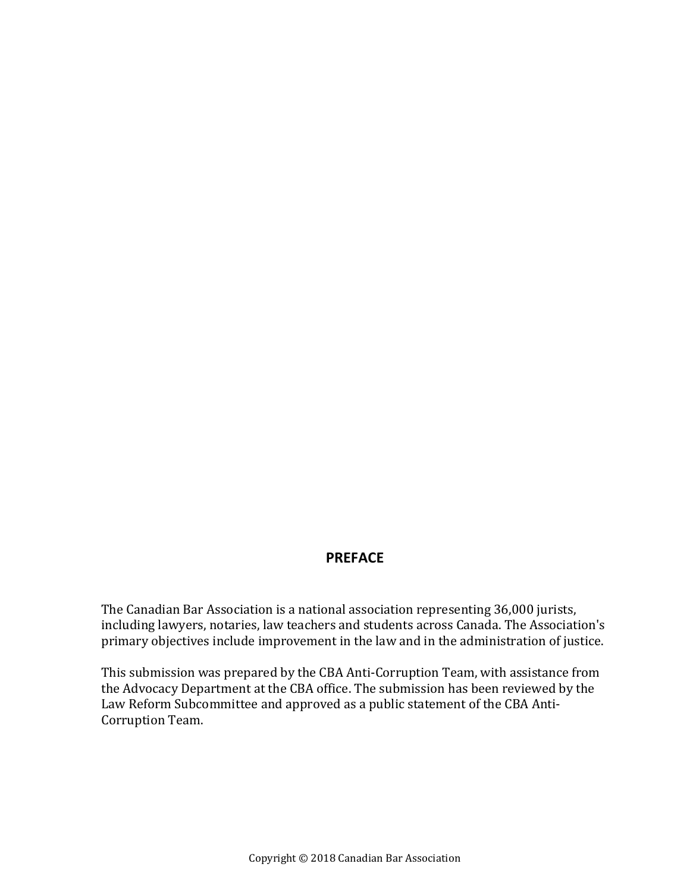# PREFACE

The Canadian Bar Association is a national association representing 36,000 jurists, including lawyers, notaries, law teachers and students across Canada. The Association's primary objectives include improvement in the law and in the administration of justice.

This submission was prepared by the CBA Anti-Corruption Team, with assistance from the Advocacy Department at the CBA office. The submission has been reviewed by the Law Reform Subcommittee and approved as a public statement of the CBA Anti-Corruption Team.

Copyright © 2018 Canadian Bar Association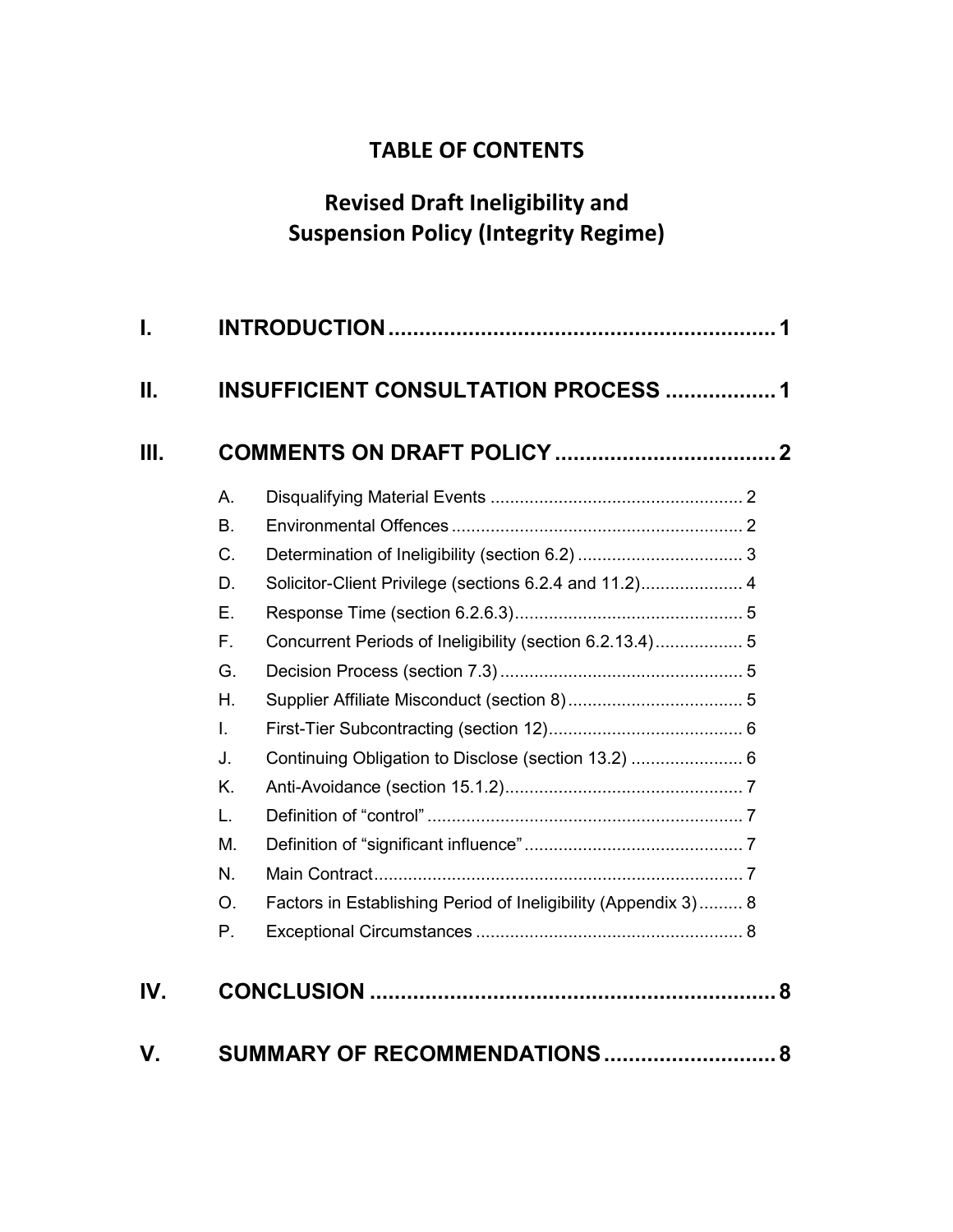# TABLE OF CONTENTS

## Revised Draft Ineligibility and Suspension Policy (Integrity Regime)

I. INTRODUCTION .............................................................. 1

II. INSUFFICIENT CONSULTATION PROCESS ................. 1

III. COMMENTS ON DRAFT POLICY .................................... 2

- A. Disqualifying Material Events .................................................... 2
- B. Environmental Offences ........................................................... 2
- C. Determination of Ineligibility (section 6.2) .................................. 3
- D. Solicitor-Client Privilege (sections 6.2.4 and 11.2)..................... 4
- E. Response Time (section 6.2.6.3)............................................... 5
- F. Concurrent Periods of Ineligibility (section 6.2.13.4).................. 5
- G. Decision Process (section 7.3) .................................................. 5
- H. Supplier Affiliate Misconduct (section 8).................................... 5
- I. First-Tier Subcontracting (section 12)........................................ 6
- J. Continuing Obligation to Disclose (section 13.2) ....................... 6
- K. Anti-Avoidance (section 15.1.2)................................................. 7
- L. Definition of "control" ................................................................. 7
- M. Definition of "significant influence" ............................................. 7
- N. Main Contract............................................................................ 7
- O. Factors in Establishing Period of Ineligibility (Appendix 3) ......... 8
- P. Exceptional Circumstances ....................................................... 8

IV. CONCLUSION ................................................................. 8

V. SUMMARY OF RECOMMENDATIONS ............................ 8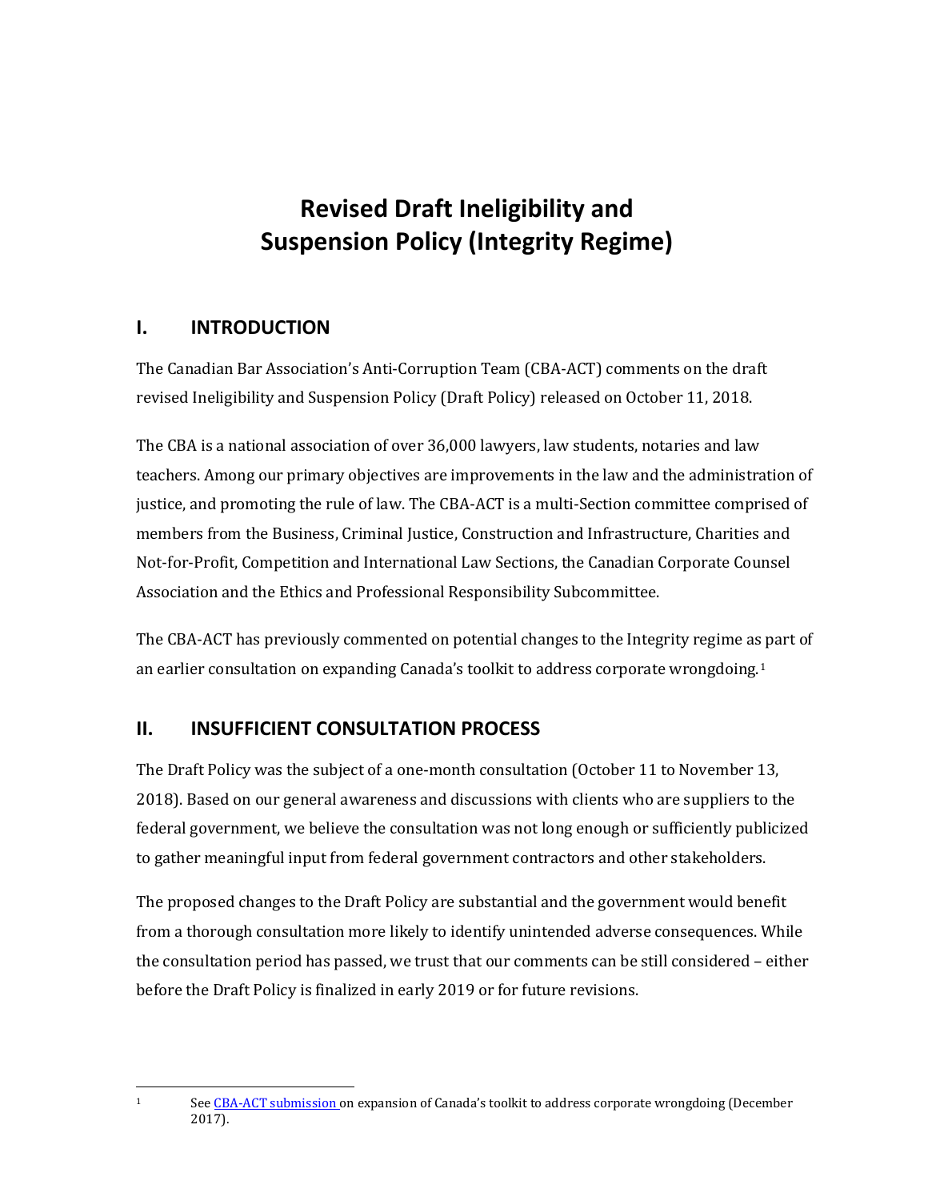# Revised Draft Ineligibility and Suspension Policy (Integrity Regime)

## I. INTRODUCTION

The Canadian Bar Association's Anti-Corruption Team (CBA-ACT) comments on the draft revised Ineligibility and Suspension Policy (Draft Policy) released on October 11, 2018.

The CBA is a national association of over 36,000 lawyers, law students, notaries and law teachers. Among our primary objectives are improvements in the law and the administration of justice, and promoting the rule of law. The CBA-ACT is a multi-Section committee comprised of members from the Business, Criminal Justice, Construction and Infrastructure, Charities and Not-for-Profit, Competition and International Law Sections, the Canadian Corporate Counsel Association and the Ethics and Professional Responsibility Subcommittee.

The CBA-ACT has previously commented on potential changes to the Integrity regime as part of an earlier consultation on expanding Canada's toolkit to address corporate wrongdoing.[1]

## II. INSUFFICIENT CONSULTATION PROCESS

The Draft Policy was the subject of a one-month consultation (October 11 to November 13, 2018). Based on our general awareness and discussions with clients who are suppliers to the federal government, we believe the consultation was not long enough or sufficiently publicized to gather meaningful input from federal government contractors and other stakeholders.

The proposed changes to the Draft Policy are substantial and the government would benefit from a thorough consultation more likely to identify unintended adverse consequences. While the consultation period has passed, we trust that our comments can be still considered – either before the Draft Policy is finalized in early 2019 or for future revisions.

---

[1] See CBA-ACT submission on expansion of Canada's toolkit to address corporate wrongdoing (December 2017).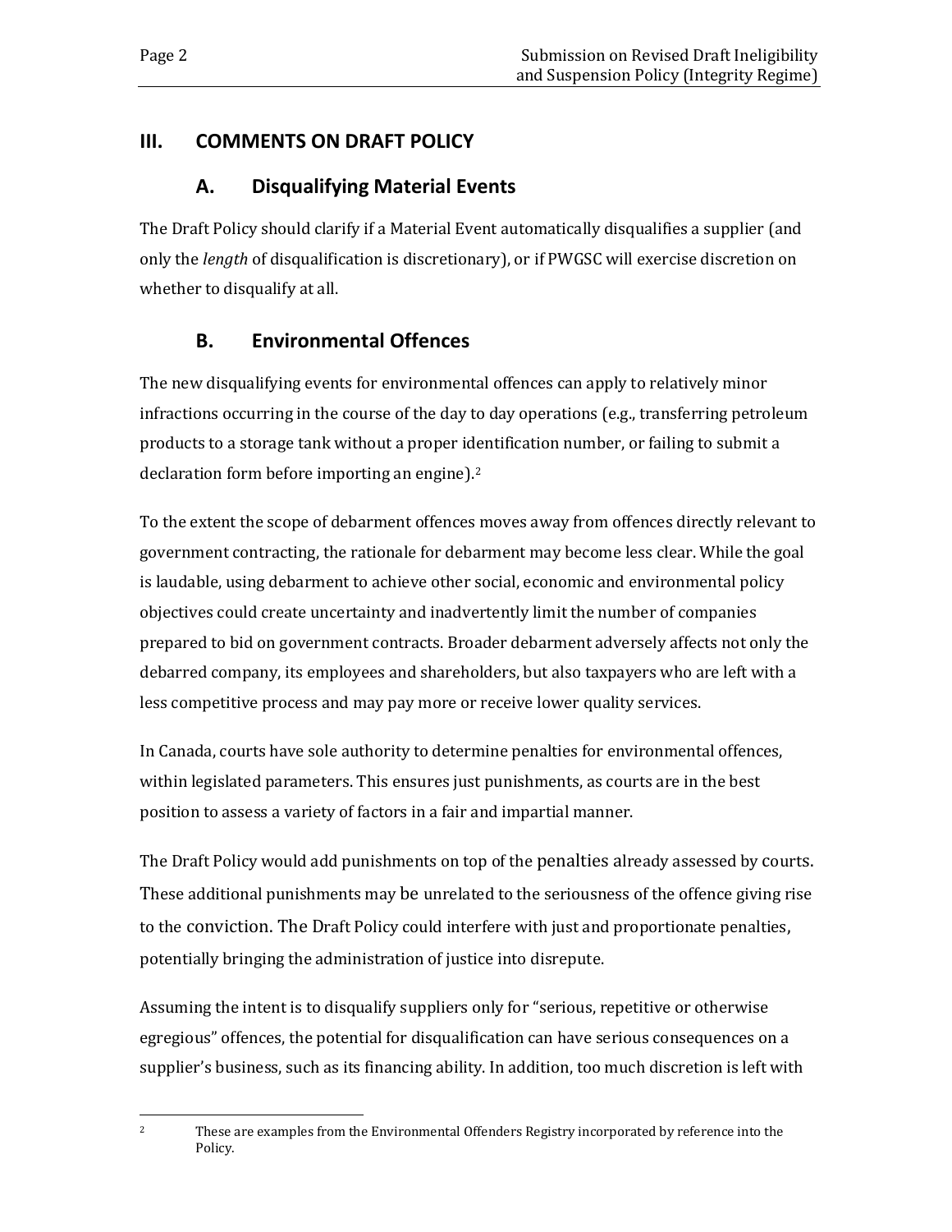## III. COMMENTS ON DRAFT POLICY

### A. Disqualifying Material Events

The Draft Policy should clarify if a Material Event automatically disqualifies a supplier (and only the *length* of disqualification is discretionary), or if PWGSC will exercise discretion on whether to disqualify at all.

### B. Environmental Offences

The new disqualifying events for environmental offences can apply to relatively minor infractions occurring in the course of the day to day operations (e.g., transferring petroleum products to a storage tank without a proper identification number, or failing to submit a declaration form before importing an engine).[2]

To the extent the scope of debarment offences moves away from offences directly relevant to government contracting, the rationale for debarment may become less clear. While the goal is laudable, using debarment to achieve other social, economic and environmental policy objectives could create uncertainty and inadvertently limit the number of companies prepared to bid on government contracts. Broader debarment adversely affects not only the debarred company, its employees and shareholders, but also taxpayers who are left with a less competitive process and may pay more or receive lower quality services.

In Canada, courts have sole authority to determine penalties for environmental offences, within legislated parameters. This ensures just punishments, as courts are in the best position to assess a variety of factors in a fair and impartial manner.

The Draft Policy would add punishments on top of the penalties already assessed by courts. These additional punishments may be unrelated to the seriousness of the offence giving rise to the conviction. The Draft Policy could interfere with just and proportionate penalties, potentially bringing the administration of justice into disrepute.

Assuming the intent is to disqualify suppliers only for "serious, repetitive or otherwise egregious" offences, the potential for disqualification can have serious consequences on a supplier's business, such as its financing ability. In addition, too much discretion is left with

---

[2] These are examples from the Environmental Offenders Registry incorporated by reference into the Policy.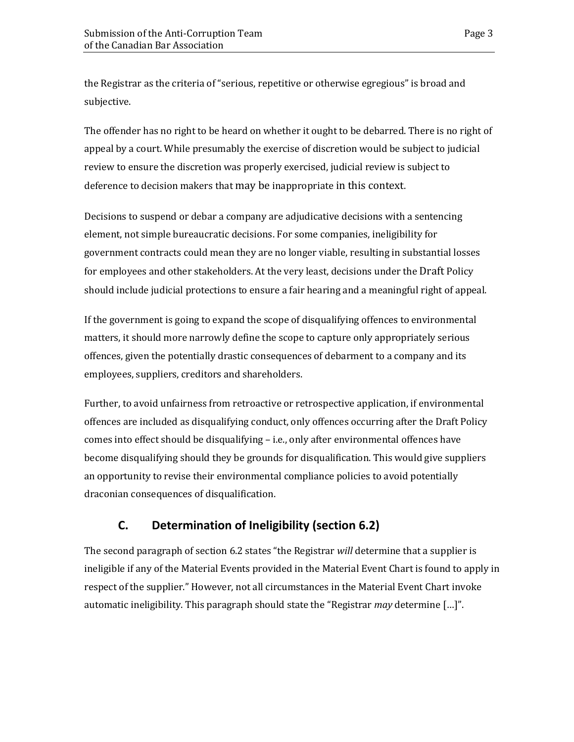the Registrar as the criteria of "serious, repetitive or otherwise egregious" is broad and subjective.

The offender has no right to be heard on whether it ought to be debarred. There is no right of appeal by a court. While presumably the exercise of discretion would be subject to judicial review to ensure the discretion was properly exercised, judicial review is subject to deference to decision makers that may be inappropriate in this context.

Decisions to suspend or debar a company are adjudicative decisions with a sentencing element, not simple bureaucratic decisions. For some companies, ineligibility for government contracts could mean they are no longer viable, resulting in substantial losses for employees and other stakeholders. At the very least, decisions under the Draft Policy should include judicial protections to ensure a fair hearing and a meaningful right of appeal.

If the government is going to expand the scope of disqualifying offences to environmental matters, it should more narrowly define the scope to capture only appropriately serious offences, given the potentially drastic consequences of debarment to a company and its employees, suppliers, creditors and shareholders.

Further, to avoid unfairness from retroactive or retrospective application, if environmental offences are included as disqualifying conduct, only offences occurring after the Draft Policy comes into effect should be disqualifying – i.e., only after environmental offences have become disqualifying should they be grounds for disqualification. This would give suppliers an opportunity to revise their environmental compliance policies to avoid potentially draconian consequences of disqualification.

## C. Determination of Ineligibility (section 6.2)

The second paragraph of section 6.2 states "the Registrar *will* determine that a supplier is ineligible if any of the Material Events provided in the Material Event Chart is found to apply in respect of the supplier." However, not all circumstances in the Material Event Chart invoke automatic ineligibility. This paragraph should state the "Registrar *may* determine […]".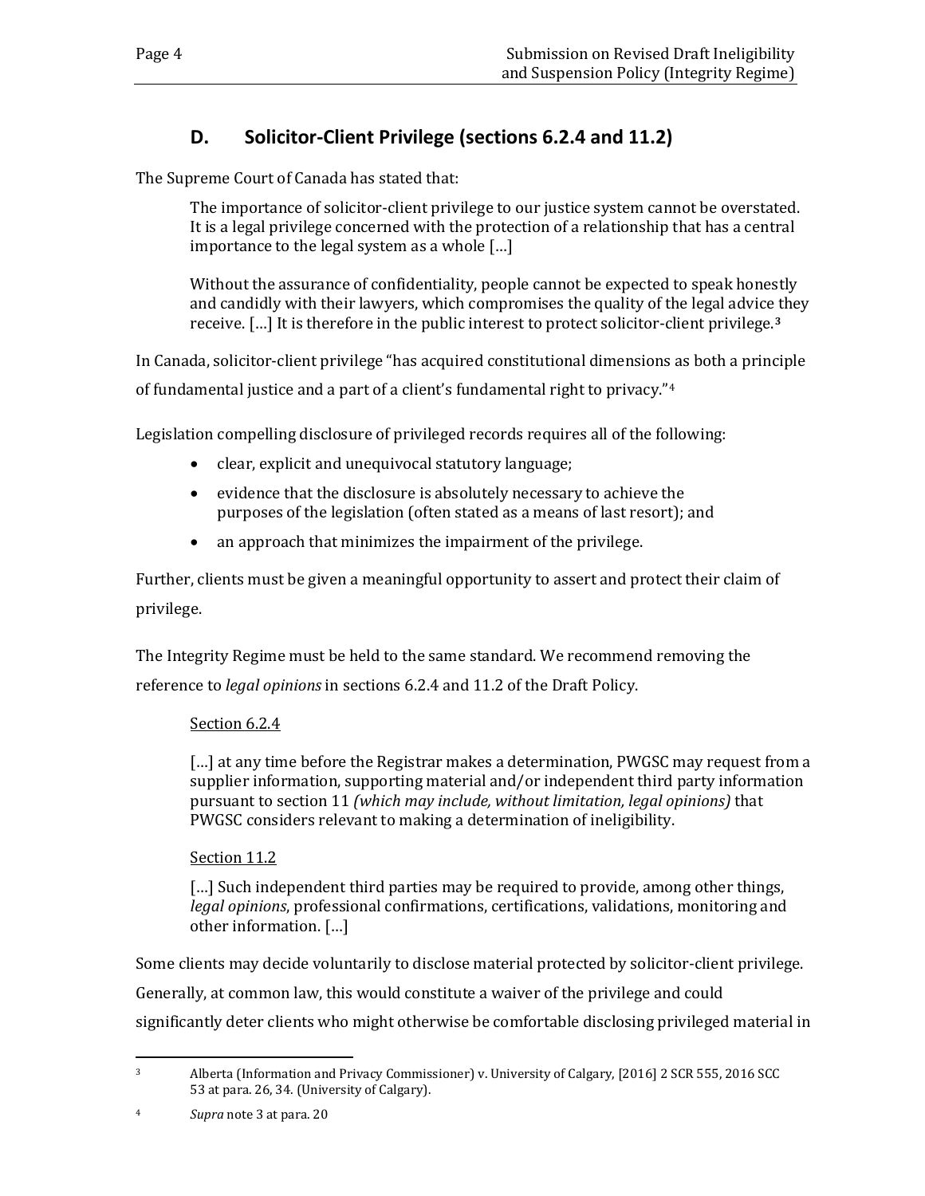## D. Solicitor-Client Privilege (sections 6.2.4 and 11.2)

The Supreme Court of Canada has stated that:

> The importance of solicitor-client privilege to our justice system cannot be overstated. It is a legal privilege concerned with the protection of a relationship that has a central importance to the legal system as a whole […]
>
> Without the assurance of confidentiality, people cannot be expected to speak honestly and candidly with their lawyers, which compromises the quality of the legal advice they receive. […] It is therefore in the public interest to protect solicitor-client privilege.[3]

In Canada, solicitor-client privilege "has acquired constitutional dimensions as both a principle of fundamental justice and a part of a client's fundamental right to privacy."[4]

Legislation compelling disclosure of privileged records requires all of the following:

- clear, explicit and unequivocal statutory language;
- evidence that the disclosure is absolutely necessary to achieve the purposes of the legislation (often stated as a means of last resort); and
- an approach that minimizes the impairment of the privilege.

Further, clients must be given a meaningful opportunity to assert and protect their claim of privilege.

The Integrity Regime must be held to the same standard. We recommend removing the reference to *legal opinions* in sections 6.2.4 and 11.2 of the Draft Policy.

> Section 6.2.4
>
> […] at any time before the Registrar makes a determination, PWGSC may request from a supplier information, supporting material and/or independent third party information pursuant to section 11 *(which may include, without limitation, legal opinions)* that PWGSC considers relevant to making a determination of ineligibility.
>
> Section 11.2
>
> […] Such independent third parties may be required to provide, among other things, *legal opinions*, professional confirmations, certifications, validations, monitoring and other information. […]

Some clients may decide voluntarily to disclose material protected by solicitor-client privilege. Generally, at common law, this would constitute a waiver of the privilege and could significantly deter clients who might otherwise be comfortable disclosing privileged material in

---

[3] Alberta (Information and Privacy Commissioner) v. University of Calgary, [2016] 2 SCR 555, 2016 SCC 53 at para. 26, 34. (University of Calgary).

[4] *Supra* note 3 at para. 20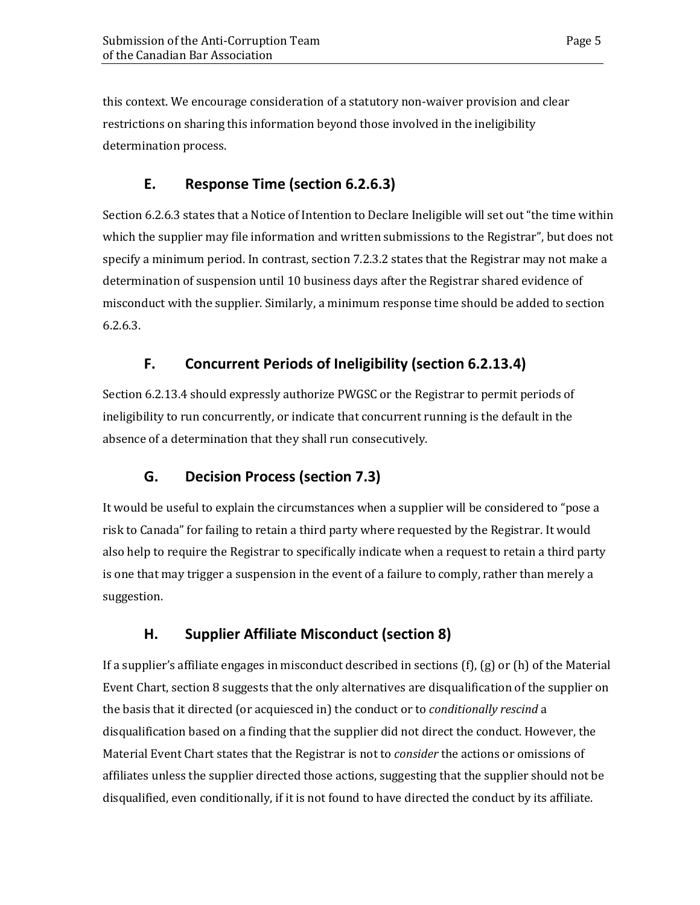this context. We encourage consideration of a statutory non-waiver provision and clear restrictions on sharing this information beyond those involved in the ineligibility determination process.

## E. Response Time (section 6.2.6.3)

Section 6.2.6.3 states that a Notice of Intention to Declare Ineligible will set out "the time within which the supplier may file information and written submissions to the Registrar", but does not specify a minimum period. In contrast, section 7.2.3.2 states that the Registrar may not make a determination of suspension until 10 business days after the Registrar shared evidence of misconduct with the supplier. Similarly, a minimum response time should be added to section 6.2.6.3.

## F. Concurrent Periods of Ineligibility (section 6.2.13.4)

Section 6.2.13.4 should expressly authorize PWGSC or the Registrar to permit periods of ineligibility to run concurrently, or indicate that concurrent running is the default in the absence of a determination that they shall run consecutively.

## G. Decision Process (section 7.3)

It would be useful to explain the circumstances when a supplier will be considered to "pose a risk to Canada" for failing to retain a third party where requested by the Registrar. It would also help to require the Registrar to specifically indicate when a request to retain a third party is one that may trigger a suspension in the event of a failure to comply, rather than merely a suggestion.

## H. Supplier Affiliate Misconduct (section 8)

If a supplier's affiliate engages in misconduct described in sections (f), (g) or (h) of the Material Event Chart, section 8 suggests that the only alternatives are disqualification of the supplier on the basis that it directed (or acquiesced in) the conduct or to *conditionally rescind* a disqualification based on a finding that the supplier did not direct the conduct. However, the Material Event Chart states that the Registrar is not to *consider* the actions or omissions of affiliates unless the supplier directed those actions, suggesting that the supplier should not be disqualified, even conditionally, if it is not found to have directed the conduct by its affiliate.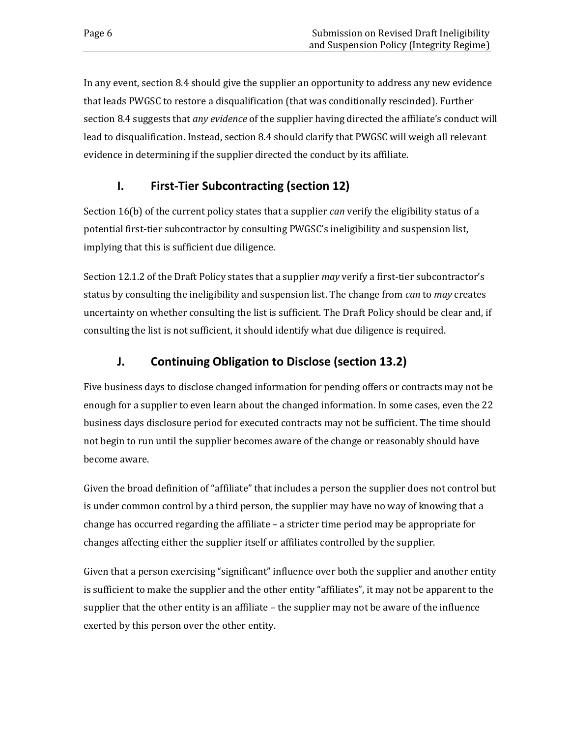In any event, section 8.4 should give the supplier an opportunity to address any new evidence that leads PWGSC to restore a disqualification (that was conditionally rescinded). Further section 8.4 suggests that *any evidence* of the supplier having directed the affiliate's conduct will lead to disqualification. Instead, section 8.4 should clarify that PWGSC will weigh all relevant evidence in determining if the supplier directed the conduct by its affiliate.

## I. First-Tier Subcontracting (section 12)

Section 16(b) of the current policy states that a supplier *can* verify the eligibility status of a potential first-tier subcontractor by consulting PWGSC's ineligibility and suspension list, implying that this is sufficient due diligence.

Section 12.1.2 of the Draft Policy states that a supplier *may* verify a first-tier subcontractor's status by consulting the ineligibility and suspension list. The change from *can* to *may* creates uncertainty on whether consulting the list is sufficient. The Draft Policy should be clear and, if consulting the list is not sufficient, it should identify what due diligence is required.

## J. Continuing Obligation to Disclose (section 13.2)

Five business days to disclose changed information for pending offers or contracts may not be enough for a supplier to even learn about the changed information. In some cases, even the 22 business days disclosure period for executed contracts may not be sufficient. The time should not begin to run until the supplier becomes aware of the change or reasonably should have become aware.

Given the broad definition of "affiliate" that includes a person the supplier does not control but is under common control by a third person, the supplier may have no way of knowing that a change has occurred regarding the affiliate – a stricter time period may be appropriate for changes affecting either the supplier itself or affiliates controlled by the supplier.

Given that a person exercising "significant" influence over both the supplier and another entity is sufficient to make the supplier and the other entity "affiliates", it may not be apparent to the supplier that the other entity is an affiliate – the supplier may not be aware of the influence exerted by this person over the other entity.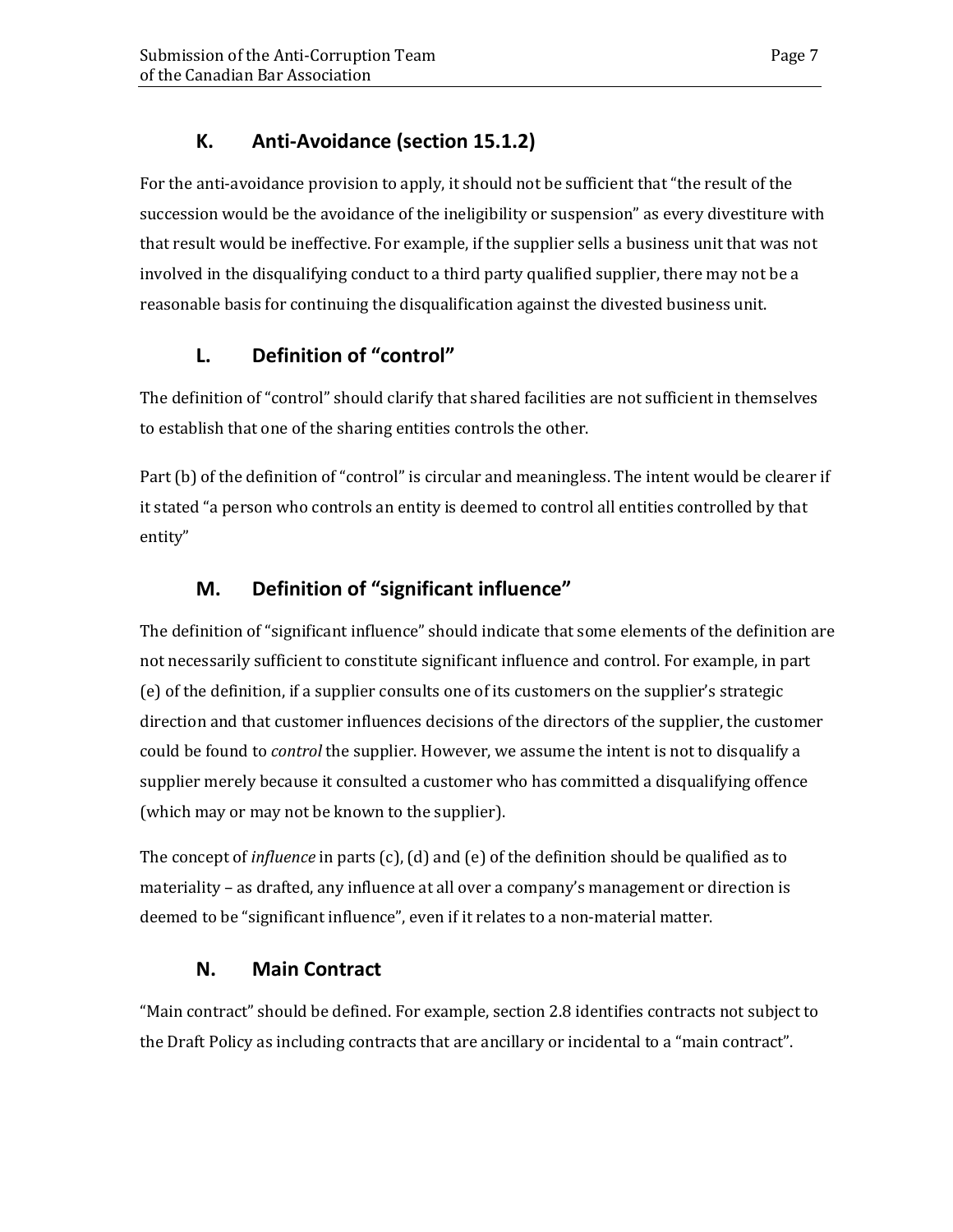## K. Anti-Avoidance (section 15.1.2)

For the anti-avoidance provision to apply, it should not be sufficient that "the result of the succession would be the avoidance of the ineligibility or suspension" as every divestiture with that result would be ineffective. For example, if the supplier sells a business unit that was not involved in the disqualifying conduct to a third party qualified supplier, there may not be a reasonable basis for continuing the disqualification against the divested business unit.

## L. Definition of "control"

The definition of "control" should clarify that shared facilities are not sufficient in themselves to establish that one of the sharing entities controls the other.

Part (b) of the definition of "control" is circular and meaningless. The intent would be clearer if it stated "a person who controls an entity is deemed to control all entities controlled by that entity"

## M. Definition of "significant influence"

The definition of "significant influence" should indicate that some elements of the definition are not necessarily sufficient to constitute significant influence and control. For example, in part (e) of the definition, if a supplier consults one of its customers on the supplier's strategic direction and that customer influences decisions of the directors of the supplier, the customer could be found to *control* the supplier. However, we assume the intent is not to disqualify a supplier merely because it consulted a customer who has committed a disqualifying offence (which may or may not be known to the supplier).

The concept of *influence* in parts (c), (d) and (e) of the definition should be qualified as to materiality – as drafted, any influence at all over a company's management or direction is deemed to be "significant influence", even if it relates to a non-material matter.

## N. Main Contract

"Main contract" should be defined. For example, section 2.8 identifies contracts not subject to the Draft Policy as including contracts that are ancillary or incidental to a "main contract".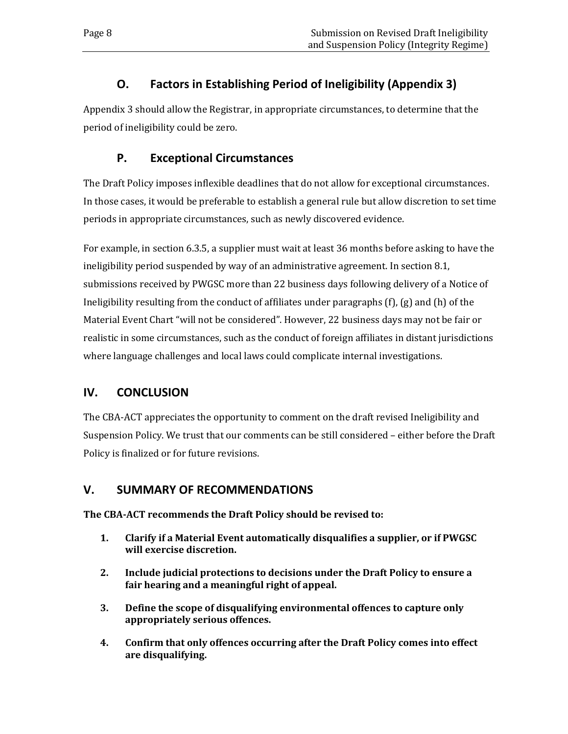## O. Factors in Establishing Period of Ineligibility (Appendix 3)

Appendix 3 should allow the Registrar, in appropriate circumstances, to determine that the period of ineligibility could be zero.

## P. Exceptional Circumstances

The Draft Policy imposes inflexible deadlines that do not allow for exceptional circumstances. In those cases, it would be preferable to establish a general rule but allow discretion to set time periods in appropriate circumstances, such as newly discovered evidence.

For example, in section 6.3.5, a supplier must wait at least 36 months before asking to have the ineligibility period suspended by way of an administrative agreement. In section 8.1, submissions received by PWGSC more than 22 business days following delivery of a Notice of Ineligibility resulting from the conduct of affiliates under paragraphs (f), (g) and (h) of the Material Event Chart "will not be considered". However, 22 business days may not be fair or realistic in some circumstances, such as the conduct of foreign affiliates in distant jurisdictions where language challenges and local laws could complicate internal investigations.

# IV. CONCLUSION

The CBA-ACT appreciates the opportunity to comment on the draft revised Ineligibility and Suspension Policy. We trust that our comments can be still considered – either before the Draft Policy is finalized or for future revisions.

# V. SUMMARY OF RECOMMENDATIONS

**The CBA-ACT recommends the Draft Policy should be revised to:**

1. **Clarify if a Material Event automatically disqualifies a supplier, or if PWGSC will exercise discretion.**
2. **Include judicial protections to decisions under the Draft Policy to ensure a fair hearing and a meaningful right of appeal.**
3. **Define the scope of disqualifying environmental offences to capture only appropriately serious offences.**
4. **Confirm that only offences occurring after the Draft Policy comes into effect are disqualifying.**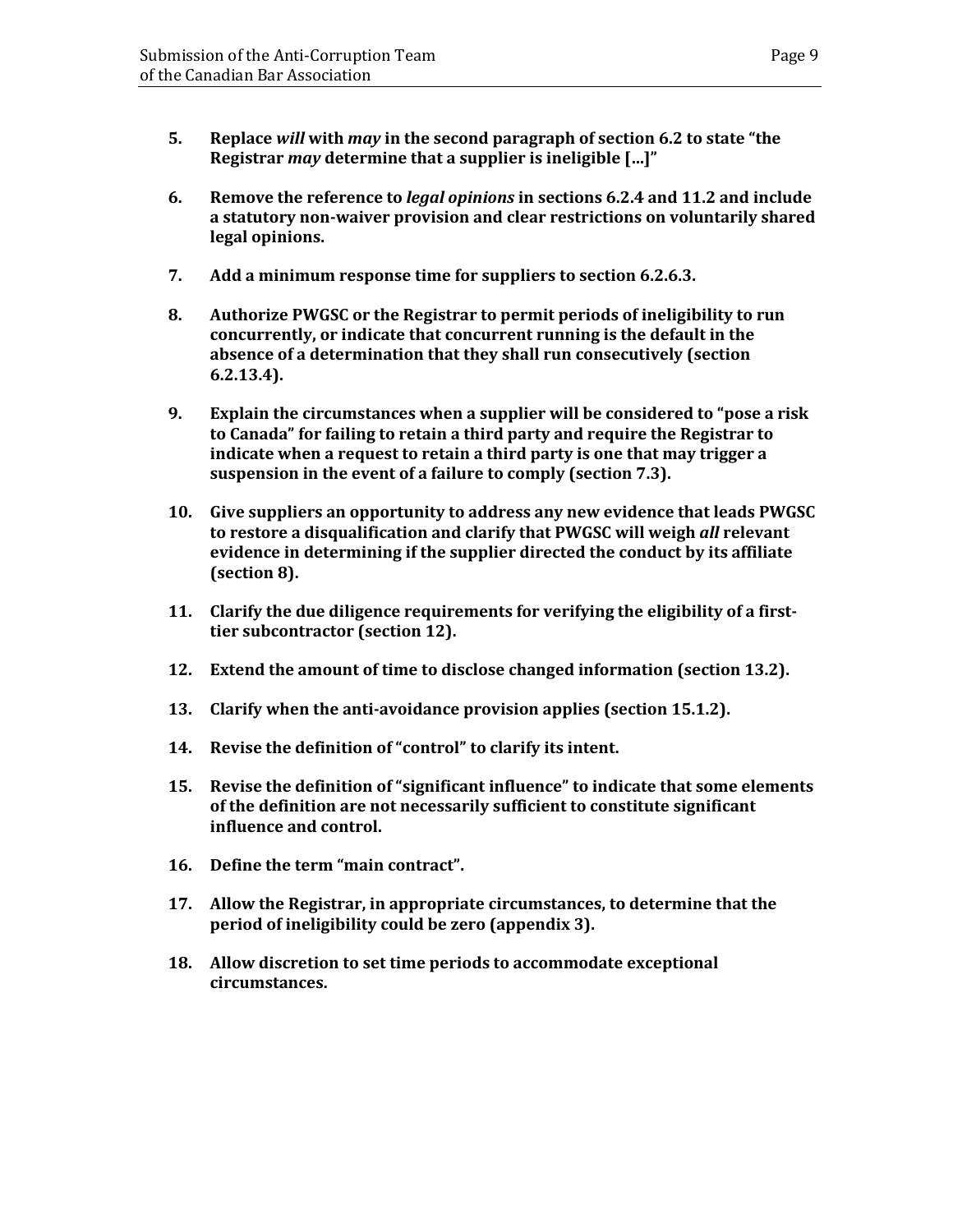5. **Replace *will* with *may* in the second paragraph of section 6.2 to state "the Registrar *may* determine that a supplier is ineligible [...]"**

6. **Remove the reference to *legal opinions* in sections 6.2.4 and 11.2 and include a statutory non-waiver provision and clear restrictions on voluntarily shared legal opinions.**

7. **Add a minimum response time for suppliers to section 6.2.6.3.**

8. **Authorize PWGSC or the Registrar to permit periods of ineligibility to run concurrently, or indicate that concurrent running is the default in the absence of a determination that they shall run consecutively (section 6.2.13.4).**

9. **Explain the circumstances when a supplier will be considered to "pose a risk to Canada" for failing to retain a third party and require the Registrar to indicate when a request to retain a third party is one that may trigger a suspension in the event of a failure to comply (section 7.3).**

10. **Give suppliers an opportunity to address any new evidence that leads PWGSC to restore a disqualification and clarify that PWGSC will weigh *all* relevant evidence in determining if the supplier directed the conduct by its affiliate (section 8).**

11. **Clarify the due diligence requirements for verifying the eligibility of a first-tier subcontractor (section 12).**

12. **Extend the amount of time to disclose changed information (section 13.2).**

13. **Clarify when the anti-avoidance provision applies (section 15.1.2).**

14. **Revise the definition of "control" to clarify its intent.**

15. **Revise the definition of "significant influence" to indicate that some elements of the definition are not necessarily sufficient to constitute significant influence and control.**

16. **Define the term "main contract".**

17. **Allow the Registrar, in appropriate circumstances, to determine that the period of ineligibility could be zero (appendix 3).**

18. **Allow discretion to set time periods to accommodate exceptional circumstances.**